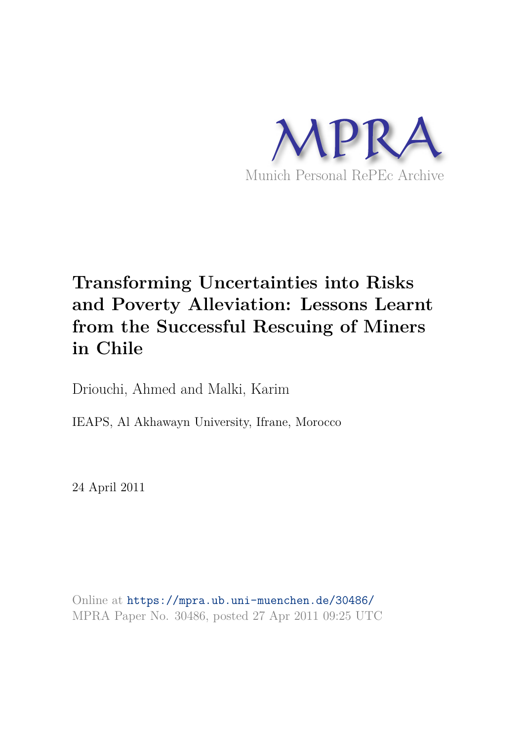MPRA

Munich Personal RePEc Archive

# Transforming Uncertainties into Risks and Poverty Alleviation: Lessons Learnt from the Successful Rescuing of Miners in Chile

Driouchi, Ahmed and Malki, Karim

IEAPS, Al Akhawayn University, Ifrane, Morocco

24 April 2011

Online at https://mpra.ub.uni-muenchen.de/30486/
MPRA Paper No. 30486, posted 27 Apr 2011 09:25 UTC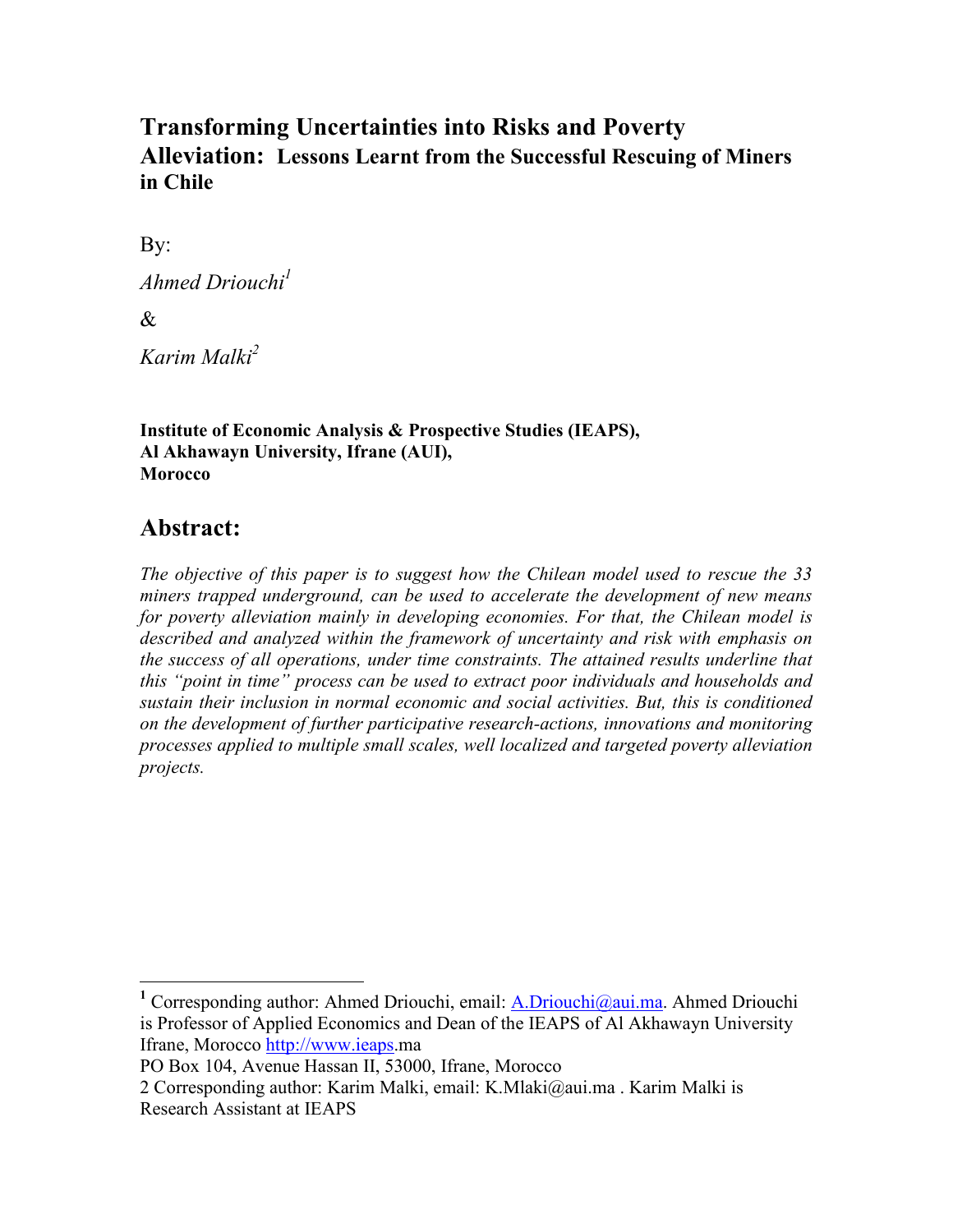# Transforming Uncertainties into Risks and Poverty Alleviation: Lessons Learnt from the Successful Rescuing of Miners in Chile

By:

*Ahmed Driouchi*[1]

&

*Karim Malki*[2]

**Institute of Economic Analysis & Prospective Studies (IEAPS),**
**Al Akhawayn University, Ifrane (AUI),**
**Morocco**

## Abstract:

*The objective of this paper is to suggest how the Chilean model used to rescue the 33 miners trapped underground, can be used to accelerate the development of new means for poverty alleviation mainly in developing economies. For that, the Chilean model is described and analyzed within the framework of uncertainty and risk with emphasis on the success of all operations, under time constraints. The attained results underline that this "point in time" process can be used to extract poor individuals and households and sustain their inclusion in normal economic and social activities. But, this is conditioned on the development of further participative research-actions, innovations and monitoring processes applied to multiple small scales, well localized and targeted poverty alleviation projects.*

---

[1] Corresponding author: Ahmed Driouchi, email: A.Driouchi@aui.ma. Ahmed Driouchi is Professor of Applied Economics and Dean of the IEAPS of Al Akhawayn University Ifrane, Morocco http://www.ieaps.ma
PO Box 104, Avenue Hassan II, 53000, Ifrane, Morocco

[2] Corresponding author: Karim Malki, email: K.Mlaki@aui.ma . Karim Malki is Research Assistant at IEAPS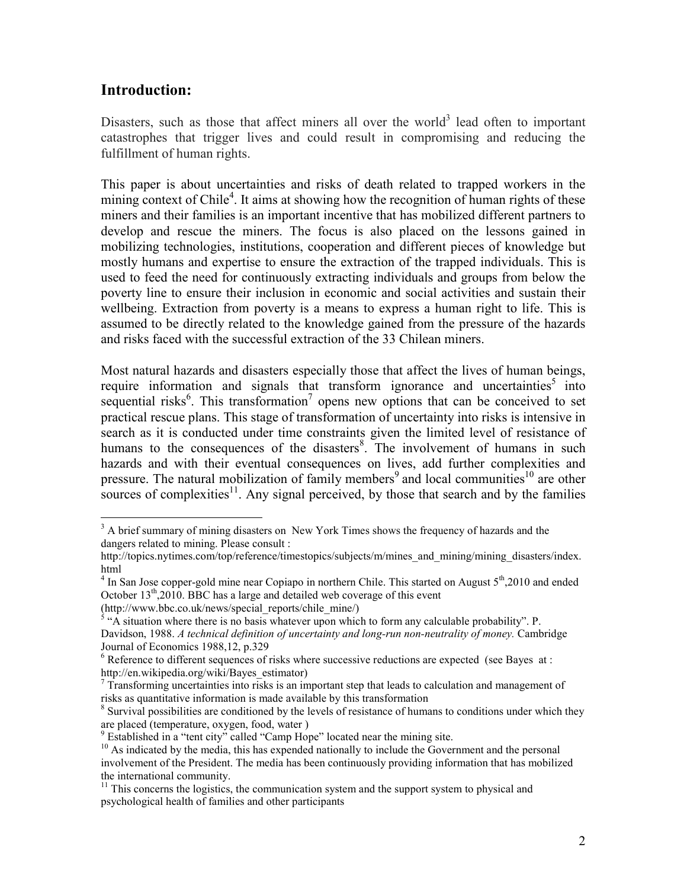## Introduction:

Disasters, such as those that affect miners all over the world[3] lead often to important catastrophes that trigger lives and could result in compromising and reducing the fulfillment of human rights.

This paper is about uncertainties and risks of death related to trapped workers in the mining context of Chile[4]. It aims at showing how the recognition of human rights of these miners and their families is an important incentive that has mobilized different partners to develop and rescue the miners. The focus is also placed on the lessons gained in mobilizing technologies, institutions, cooperation and different pieces of knowledge but mostly humans and expertise to ensure the extraction of the trapped individuals. This is used to feed the need for continuously extracting individuals and groups from below the poverty line to ensure their inclusion in economic and social activities and sustain their wellbeing. Extraction from poverty is a means to express a human right to life. This is assumed to be directly related to the knowledge gained from the pressure of the hazards and risks faced with the successful extraction of the 33 Chilean miners.

Most natural hazards and disasters especially those that affect the lives of human beings, require information and signals that transform ignorance and uncertainties[5] into sequential risks[6]. This transformation[7] opens new options that can be conceived to set practical rescue plans. This stage of transformation of uncertainty into risks is intensive in search as it is conducted under time constraints given the limited level of resistance of humans to the consequences of the disasters[8]. The involvement of humans in such hazards and with their eventual consequences on lives, add further complexities and pressure. The natural mobilization of family members[9] and local communities[10] are other sources of complexities[11]. Any signal perceived, by those that search and by the families

---

[3] A brief summary of mining disasters on New York Times shows the frequency of hazards and the dangers related to mining. Please consult : http://topics.nytimes.com/top/reference/timestopics/subjects/m/mines_and_mining/mining_disasters/index.html

[4] In San Jose copper-gold mine near Copiapo in northern Chile. This started on August 5th,2010 and ended October 13th,2010. BBC has a large and detailed web coverage of this event (http://www.bbc.co.uk/news/special_reports/chile_mine/)

[5] "A situation where there is no basis whatever upon which to form any calculable probability". P. Davidson, 1988. *A technical definition of uncertainty and long-run non-neutrality of money.* Cambridge Journal of Economics 1988,12, p.329

[6] Reference to different sequences of risks where successive reductions are expected (see Bayes at : http://en.wikipedia.org/wiki/Bayes_estimator)

[7] Transforming uncertainties into risks is an important step that leads to calculation and management of risks as quantitative information is made available by this transformation

[8] Survival possibilities are conditioned by the levels of resistance of humans to conditions under which they are placed (temperature, oxygen, food, water )

[9] Established in a "tent city" called "Camp Hope" located near the mining site.

[10] As indicated by the media, this has expended nationally to include the Government and the personal involvement of the President. The media has been continuously providing information that has mobilized the international community.

[11] This concerns the logistics, the communication system and the support system to physical and psychological health of families and other participants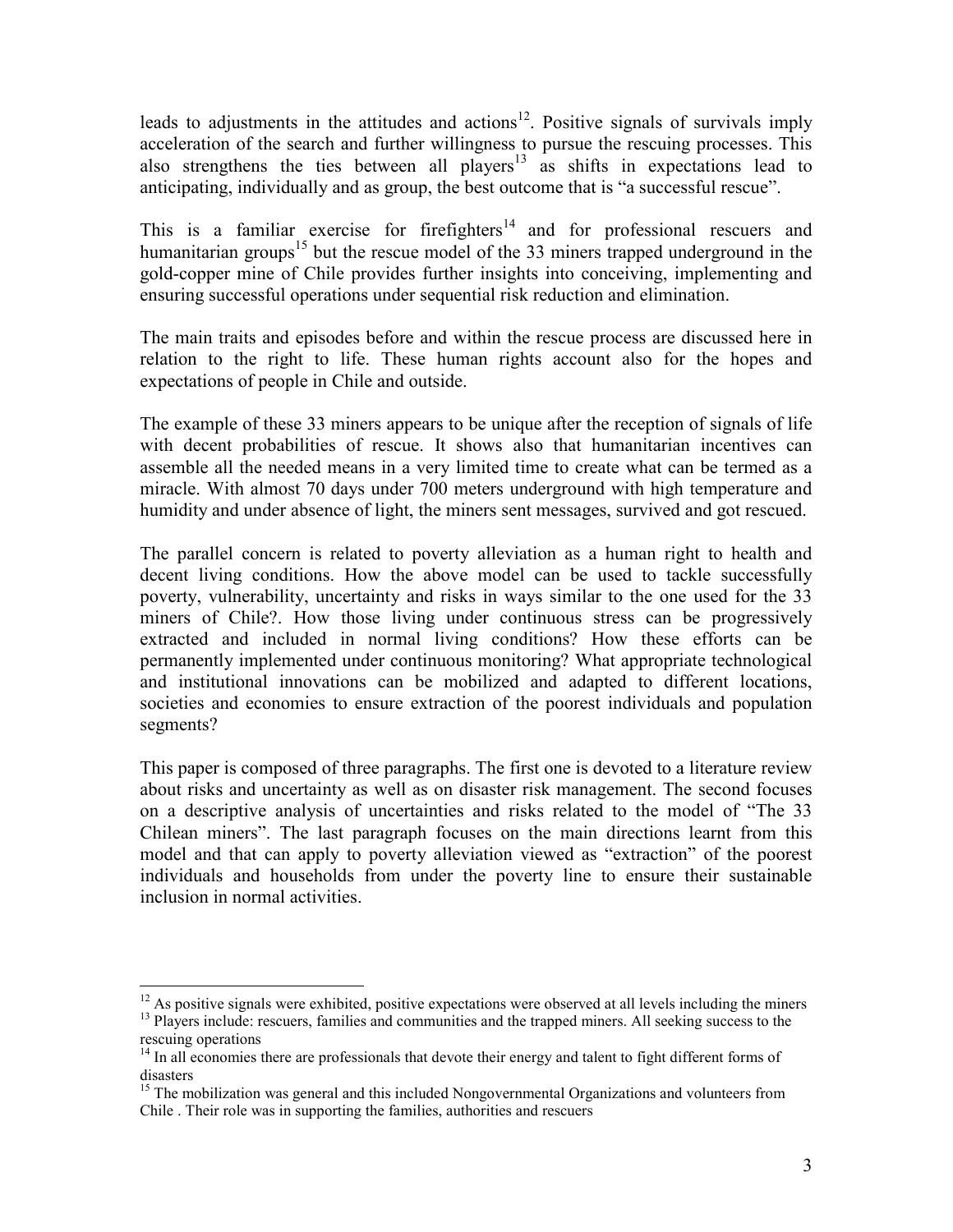leads to adjustments in the attitudes and actions[12]. Positive signals of survivals imply acceleration of the search and further willingness to pursue the rescuing processes. This also strengthens the ties between all players[13] as shifts in expectations lead to anticipating, individually and as group, the best outcome that is "a successful rescue".

This is a familiar exercise for firefighters[14] and for professional rescuers and humanitarian groups[15] but the rescue model of the 33 miners trapped underground in the gold-copper mine of Chile provides further insights into conceiving, implementing and ensuring successful operations under sequential risk reduction and elimination.

The main traits and episodes before and within the rescue process are discussed here in relation to the right to life. These human rights account also for the hopes and expectations of people in Chile and outside.

The example of these 33 miners appears to be unique after the reception of signals of life with decent probabilities of rescue. It shows also that humanitarian incentives can assemble all the needed means in a very limited time to create what can be termed as a miracle. With almost 70 days under 700 meters underground with high temperature and humidity and under absence of light, the miners sent messages, survived and got rescued.

The parallel concern is related to poverty alleviation as a human right to health and decent living conditions. How the above model can be used to tackle successfully poverty, vulnerability, uncertainty and risks in ways similar to the one used for the 33 miners of Chile?. How those living under continuous stress can be progressively extracted and included in normal living conditions? How these efforts can be permanently implemented under continuous monitoring? What appropriate technological and institutional innovations can be mobilized and adapted to different locations, societies and economies to ensure extraction of the poorest individuals and population segments?

This paper is composed of three paragraphs. The first one is devoted to a literature review about risks and uncertainty as well as on disaster risk management. The second focuses on a descriptive analysis of uncertainties and risks related to the model of "The 33 Chilean miners". The last paragraph focuses on the main directions learnt from this model and that can apply to poverty alleviation viewed as "extraction" of the poorest individuals and households from under the poverty line to ensure their sustainable inclusion in normal activities.

---

[12] As positive signals were exhibited, positive expectations were observed at all levels including the miners

[13] Players include: rescuers, families and communities and the trapped miners. All seeking success to the rescuing operations

[14] In all economies there are professionals that devote their energy and talent to fight different forms of disasters

[15] The mobilization was general and this included Nongovernmental Organizations and volunteers from Chile . Their role was in supporting the families, authorities and rescuers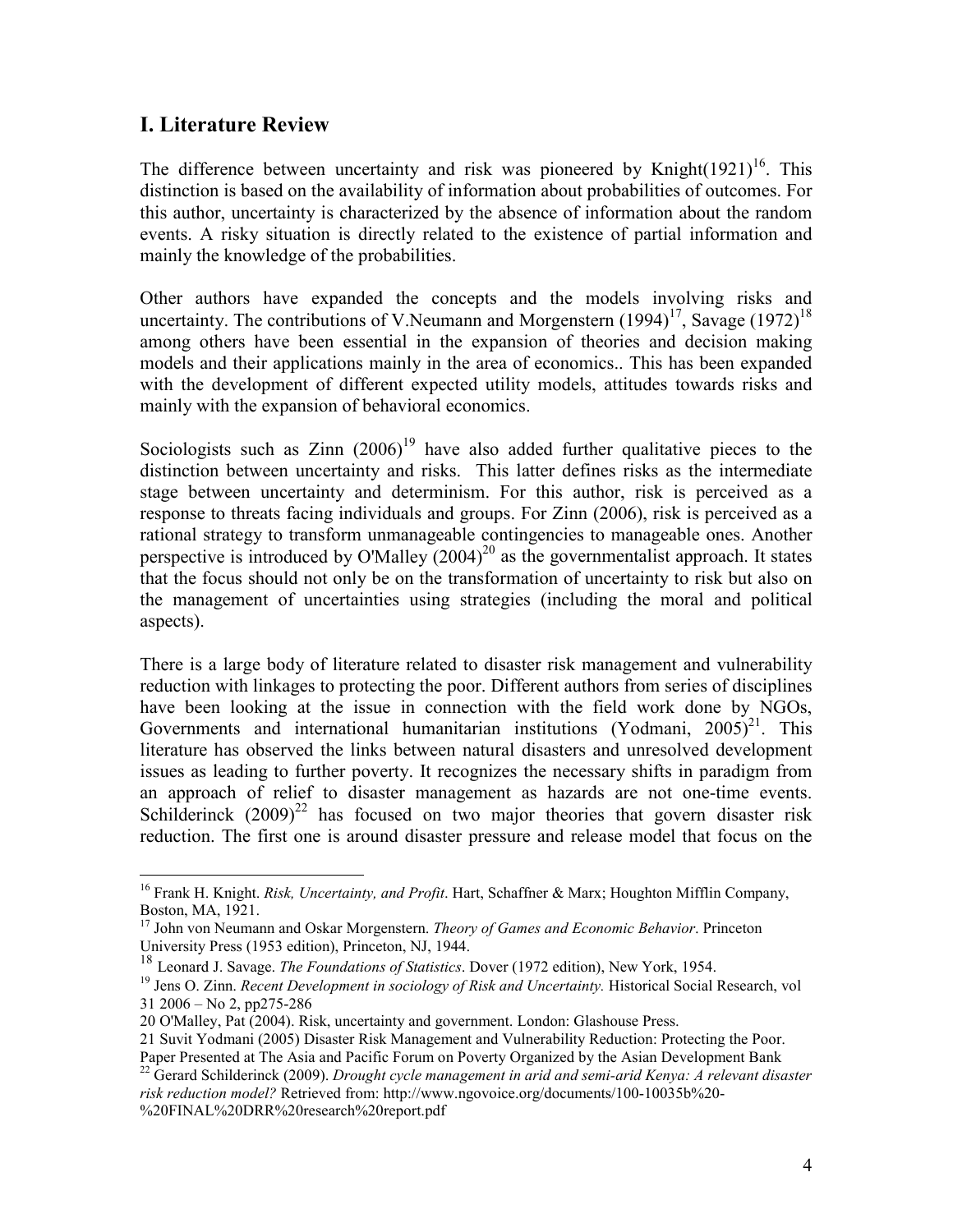## I. Literature Review

The difference between uncertainty and risk was pioneered by Knight(1921)[16]. This distinction is based on the availability of information about probabilities of outcomes. For this author, uncertainty is characterized by the absence of information about the random events. A risky situation is directly related to the existence of partial information and mainly the knowledge of the probabilities.

Other authors have expanded the concepts and the models involving risks and uncertainty. The contributions of V.Neumann and Morgenstern (1994)[17], Savage (1972)[18] among others have been essential in the expansion of theories and decision making models and their applications mainly in the area of economics.. This has been expanded with the development of different expected utility models, attitudes towards risks and mainly with the expansion of behavioral economics.

Sociologists such as Zinn (2006)[19] have also added further qualitative pieces to the distinction between uncertainty and risks. This latter defines risks as the intermediate stage between uncertainty and determinism. For this author, risk is perceived as a response to threats facing individuals and groups. For Zinn (2006), risk is perceived as a rational strategy to transform unmanageable contingencies to manageable ones. Another perspective is introduced by O'Malley (2004)[20] as the governmentalist approach. It states that the focus should not only be on the transformation of uncertainty to risk but also on the management of uncertainties using strategies (including the moral and political aspects).

There is a large body of literature related to disaster risk management and vulnerability reduction with linkages to protecting the poor. Different authors from series of disciplines have been looking at the issue in connection with the field work done by NGOs, Governments and international humanitarian institutions (Yodmani, 2005)[21]. This literature has observed the links between natural disasters and unresolved development issues as leading to further poverty. It recognizes the necessary shifts in paradigm from an approach of relief to disaster management as hazards are not one-time events. Schilderinck (2009)[22] has focused on two major theories that govern disaster risk reduction. The first one is around disaster pressure and release model that focus on the

---

[16] Frank H. Knight. *Risk, Uncertainty, and Profit*. Hart, Schaffner & Marx; Houghton Mifflin Company, Boston, MA, 1921.

[17] John von Neumann and Oskar Morgenstern. *Theory of Games and Economic Behavior*. Princeton University Press (1953 edition), Princeton, NJ, 1944.

[18] Leonard J. Savage. *The Foundations of Statistics*. Dover (1972 edition), New York, 1954.

[19] Jens O. Zinn. *Recent Development in sociology of Risk and Uncertainty.* Historical Social Research, vol 31 2006 – No 2, pp275-286

20 O'Malley, Pat (2004). Risk, uncertainty and government. London: Glashouse Press.

21 Suvit Yodmani (2005) Disaster Risk Management and Vulnerability Reduction: Protecting the Poor. Paper Presented at The Asia and Pacific Forum on Poverty Organized by the Asian Development Bank

[22] Gerard Schilderinck (2009). *Drought cycle management in arid and semi-arid Kenya: A relevant disaster risk reduction model?* Retrieved from: http://www.ngovoice.org/documents/100-10035b%20-%20FINAL%20DRR%20research%20report.pdf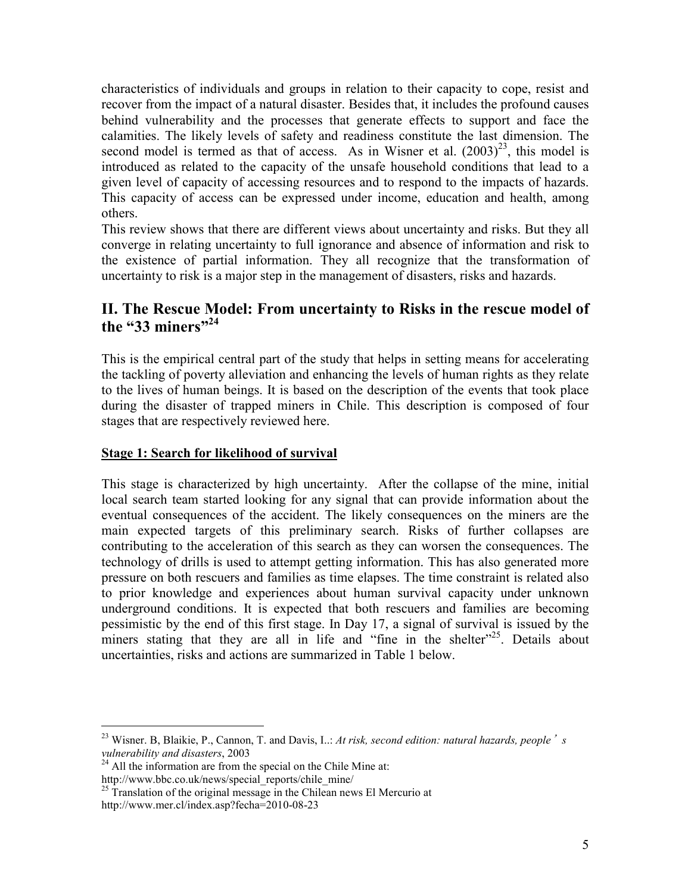characteristics of individuals and groups in relation to their capacity to cope, resist and recover from the impact of a natural disaster. Besides that, it includes the profound causes behind vulnerability and the processes that generate effects to support and face the calamities. The likely levels of safety and readiness constitute the last dimension. The second model is termed as that of access. As in Wisner et al. (2003)[23], this model is introduced as related to the capacity of the unsafe household conditions that lead to a given level of capacity of accessing resources and to respond to the impacts of hazards. This capacity of access can be expressed under income, education and health, among others.

This review shows that there are different views about uncertainty and risks. But they all converge in relating uncertainty to full ignorance and absence of information and risk to the existence of partial information. They all recognize that the transformation of uncertainty to risk is a major step in the management of disasters, risks and hazards.

## II. The Rescue Model: From uncertainty to Risks in the rescue model of the "33 miners"[24]

This is the empirical central part of the study that helps in setting means for accelerating the tackling of poverty alleviation and enhancing the levels of human rights as they relate to the lives of human beings. It is based on the description of the events that took place during the disaster of trapped miners in Chile. This description is composed of four stages that are respectively reviewed here.

### Stage 1: Search for likelihood of survival

This stage is characterized by high uncertainty. After the collapse of the mine, initial local search team started looking for any signal that can provide information about the eventual consequences of the accident. The likely consequences on the miners are the main expected targets of this preliminary search. Risks of further collapses are contributing to the acceleration of this search as they can worsen the consequences. The technology of drills is used to attempt getting information. This has also generated more pressure on both rescuers and families as time elapses. The time constraint is related also to prior knowledge and experiences about human survival capacity under unknown underground conditions. It is expected that both rescuers and families are becoming pessimistic by the end of this first stage. In Day 17, a signal of survival is issued by the miners stating that they are all in life and "fine in the shelter"[25]. Details about uncertainties, risks and actions are summarized in Table 1 below.

---

[23] Wisner. B, Blaikie, P., Cannon, T. and Davis, I..: *At risk, second edition: natural hazards, people's vulnerability and disasters*, 2003

[24] All the information are from the special on the Chile Mine at: http://www.bbc.co.uk/news/special_reports/chile_mine/

[25] Translation of the original message in the Chilean news El Mercurio at http://www.mer.cl/index.asp?fecha=2010-08-23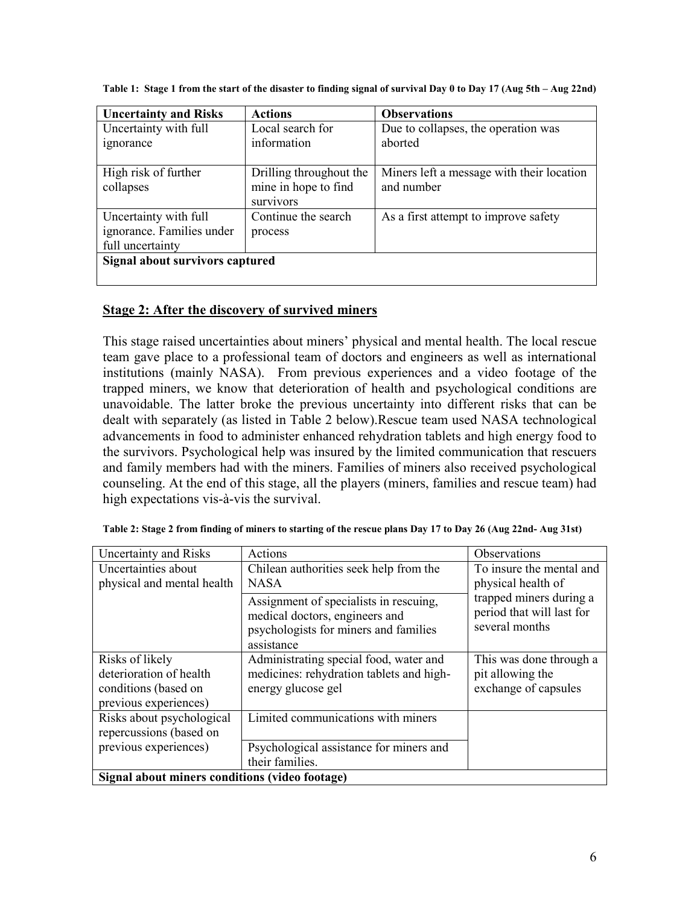**Table 1: Stage 1 from the start of the disaster to finding signal of survival Day 0 to Day 17 (Aug 5th – Aug 22nd)**

| Uncertainty and Risks | Actions | Observations |
|---|---|---|
| Uncertainty with full ignorance | Local search for information | Due to collapses, the operation was aborted |
| High risk of further collapses | Drilling throughout the mine in hope to find survivors | Miners left a message with their location and number |
| Uncertainty with full ignorance. Families under full uncertainty | Continue the search process | As a first attempt to improve safety |
| **Signal about survivors captured** | | |

## Stage 2: After the discovery of survived miners

This stage raised uncertainties about miners' physical and mental health. The local rescue team gave place to a professional team of doctors and engineers as well as international institutions (mainly NASA). From previous experiences and a video footage of the trapped miners, we know that deterioration of health and psychological conditions are unavoidable. The latter broke the previous uncertainty into different risks that can be dealt with separately (as listed in Table 2 below).Rescue team used NASA technological advancements in food to administer enhanced rehydration tablets and high energy food to the survivors. Psychological help was insured by the limited communication that rescuers and family members had with the miners. Families of miners also received psychological counseling. At the end of this stage, all the players (miners, families and rescue team) had high expectations vis-à-vis the survival.

**Table 2: Stage 2 from finding of miners to starting of the rescue plans Day 17 to Day 26 (Aug 22nd- Aug 31st)**

| Uncertainty and Risks | Actions | Observations |
|---|---|---|
| Uncertainties about physical and mental health | Chilean authorities seek help from the NASA | To insure the mental and physical health of trapped miners during a period that will last for several months |
| | Assignment of specialists in rescuing, medical doctors, engineers and psychologists for miners and families assistance | |
| Risks of likely deterioration of health conditions (based on previous experiences) | Administrating special food, water and medicines: rehydration tablets and high-energy glucose gel | This was done through a pit allowing the exchange of capsules |
| Risks about psychological repercussions (based on previous experiences) | Limited communications with miners | |
| | Psychological assistance for miners and their families. | |
| **Signal about miners conditions (video footage)** | | |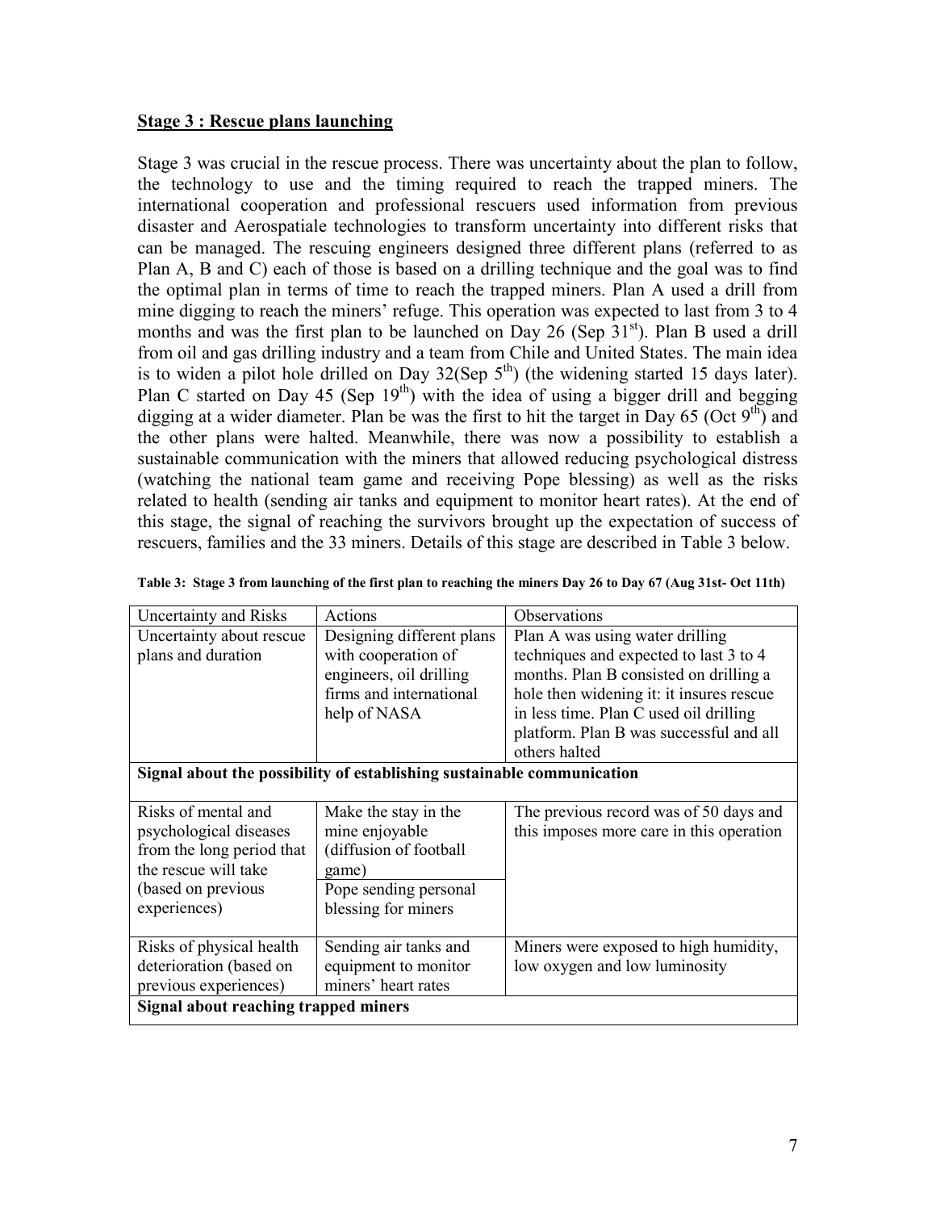## Stage 3 : Rescue plans launching

Stage 3 was crucial in the rescue process. There was uncertainty about the plan to follow, the technology to use and the timing required to reach the trapped miners. The international cooperation and professional rescuers used information from previous disaster and Aerospatiale technologies to transform uncertainty into different risks that can be managed. The rescuing engineers designed three different plans (referred to as Plan A, B and C) each of those is based on a drilling technique and the goal was to find the optimal plan in terms of time to reach the trapped miners. Plan A used a drill from mine digging to reach the miners' refuge. This operation was expected to last from 3 to 4 months and was the first plan to be launched on Day 26 (Sep 31st). Plan B used a drill from oil and gas drilling industry and a team from Chile and United States. The main idea is to widen a pilot hole drilled on Day 32(Sep 5th) (the widening started 15 days later). Plan C started on Day 45 (Sep 19th) with the idea of using a bigger drill and begging digging at a wider diameter. Plan be was the first to hit the target in Day 65 (Oct 9th) and the other plans were halted. Meanwhile, there was now a possibility to establish a sustainable communication with the miners that allowed reducing psychological distress (watching the national team game and receiving Pope blessing) as well as the risks related to health (sending air tanks and equipment to monitor heart rates). At the end of this stage, the signal of reaching the survivors brought up the expectation of success of rescuers, families and the 33 miners. Details of this stage are described in Table 3 below.

**Table 3: Stage 3 from launching of the first plan to reaching the miners Day 26 to Day 67 (Aug 31st- Oct 11th)**

| Uncertainty and Risks | Actions | Observations |
|---|---|---|
| Uncertainty about rescue plans and duration | Designing different plans with cooperation of engineers, oil drilling firms and international help of NASA | Plan A was using water drilling techniques and expected to last 3 to 4 months. Plan B consisted on drilling a hole then widening it: it insures rescue in less time. Plan C used oil drilling platform. Plan B was successful and all others halted |
| **Signal about the possibility of establishing sustainable communication** | | |
| Risks of mental and psychological diseases from the long period that the rescue will take (based on previous experiences) | Make the stay in the mine enjoyable (diffusion of football game)<br>Pope sending personal blessing for miners | The previous record was of 50 days and this imposes more care in this operation |
| Risks of physical health deterioration (based on previous experiences) | Sending air tanks and equipment to monitor miners' heart rates | Miners were exposed to high humidity, low oxygen and low luminosity |
| **Signal about reaching trapped miners** | | |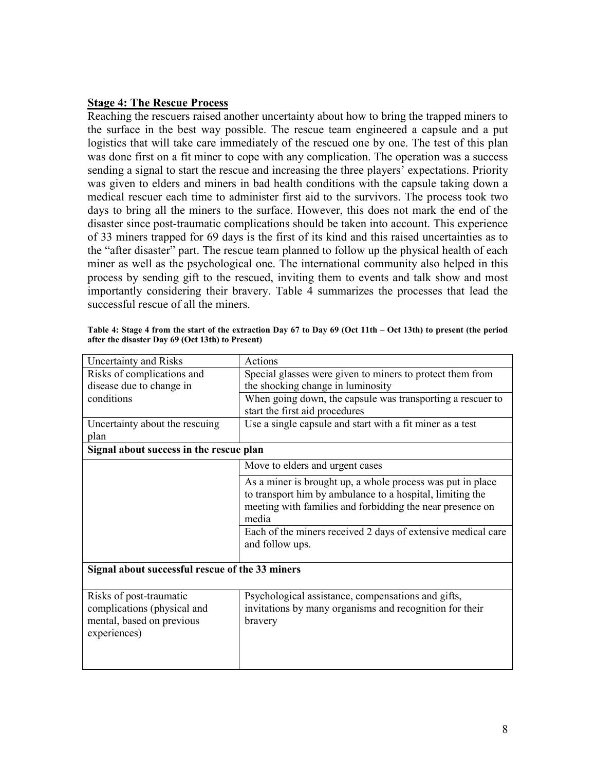## Stage 4: The Rescue Process

Reaching the rescuers raised another uncertainty about how to bring the trapped miners to the surface in the best way possible. The rescue team engineered a capsule and a put logistics that will take care immediately of the rescued one by one. The test of this plan was done first on a fit miner to cope with any complication. The operation was a success sending a signal to start the rescue and increasing the three players' expectations. Priority was given to elders and miners in bad health conditions with the capsule taking down a medical rescuer each time to administer first aid to the survivors. The process took two days to bring all the miners to the surface. However, this does not mark the end of the disaster since post-traumatic complications should be taken into account. This experience of 33 miners trapped for 69 days is the first of its kind and this raised uncertainties as to the "after disaster" part. The rescue team planned to follow up the physical health of each miner as well as the psychological one. The international community also helped in this process by sending gift to the rescued, inviting them to events and talk show and most importantly considering their bravery. Table 4 summarizes the processes that lead the successful rescue of all the miners.

**Table 4: Stage 4 from the start of the extraction Day 67 to Day 69 (Oct 11th – Oct 13th) to present (the period after the disaster Day 69 (Oct 13th) to Present)**

| Uncertainty and Risks | Actions |
|---|---|
| Risks of complications and disease due to change in conditions | Special glasses were given to miners to protect them from the shocking change in luminosity |
| | When going down, the capsule was transporting a rescuer to start the first aid procedures |
| Uncertainty about the rescuing plan | Use a single capsule and start with a fit miner as a test |
| **Signal about success in the rescue plan** | |
| | Move to elders and urgent cases |
| | As a miner is brought up, a whole process was put in place to transport him by ambulance to a hospital, limiting the meeting with families and forbidding the near presence on media |
| | Each of the miners received 2 days of extensive medical care and follow ups. |
| **Signal about successful rescue of the 33 miners** | |
| Risks of post-traumatic complications (physical and mental, based on previous experiences) | Psychological assistance, compensations and gifts, invitations by many organisms and recognition for their bravery |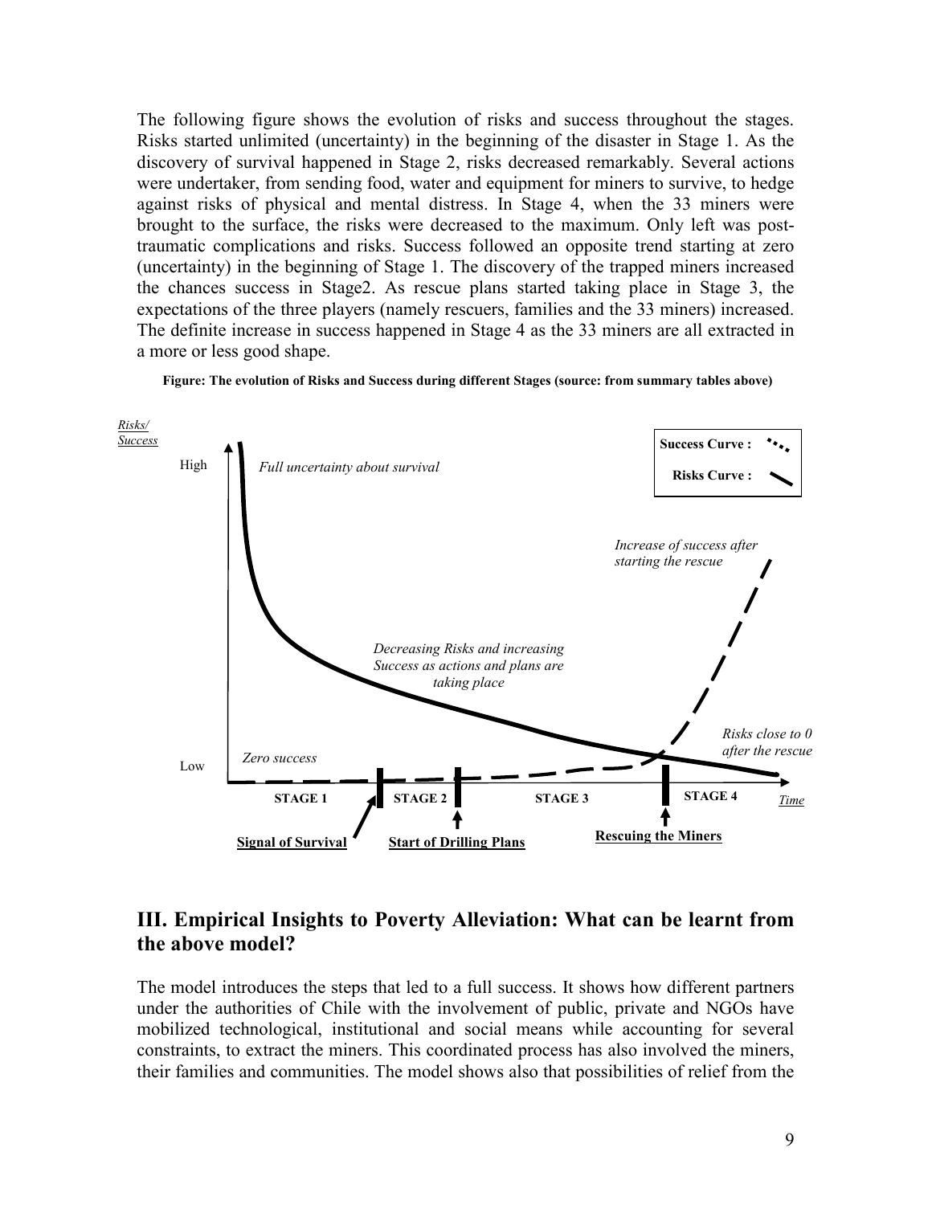The following figure shows the evolution of risks and success throughout the stages. Risks started unlimited (uncertainty) in the beginning of the disaster in Stage 1. As the discovery of survival happened in Stage 2, risks decreased remarkably. Several actions were undertaker, from sending food, water and equipment for miners to survive, to hedge against risks of physical and mental distress. In Stage 4, when the 33 miners were brought to the surface, the risks were decreased to the maximum. Only left was post-traumatic complications and risks. Success followed an opposite trend starting at zero (uncertainty) in the beginning of Stage 1. The discovery of the trapped miners increased the chances success in Stage2. As rescue plans started taking place in Stage 3, the expectations of the three players (namely rescuers, families and the 33 miners) increased. The definite increase in success happened in Stage 4 as the 33 miners are all extracted in a more or less good shape.

**Figure: The evolution of Risks and Success during different Stages (source: from summary tables above)**

*Risks/ Success*

High — *Full uncertainty about survival*

Low — *Zero success*

*Decreasing Risks and increasing Success as actions and plans are taking place*

*Increase of success after starting the rescue*

*Risks close to 0 after the rescue*

**Success Curve :** (dashed) **Risks Curve :** (solid)

**STAGE 1** **STAGE 2** **STAGE 3** **STAGE 4** *Time*

**Signal of Survival** **Start of Drilling Plans** **Rescuing the Miners**

## III. Empirical Insights to Poverty Alleviation: What can be learnt from the above model?

The model introduces the steps that led to a full success. It shows how different partners under the authorities of Chile with the involvement of public, private and NGOs have mobilized technological, institutional and social means while accounting for several constraints, to extract the miners. This coordinated process has also involved the miners, their families and communities. The model shows also that possibilities of relief from the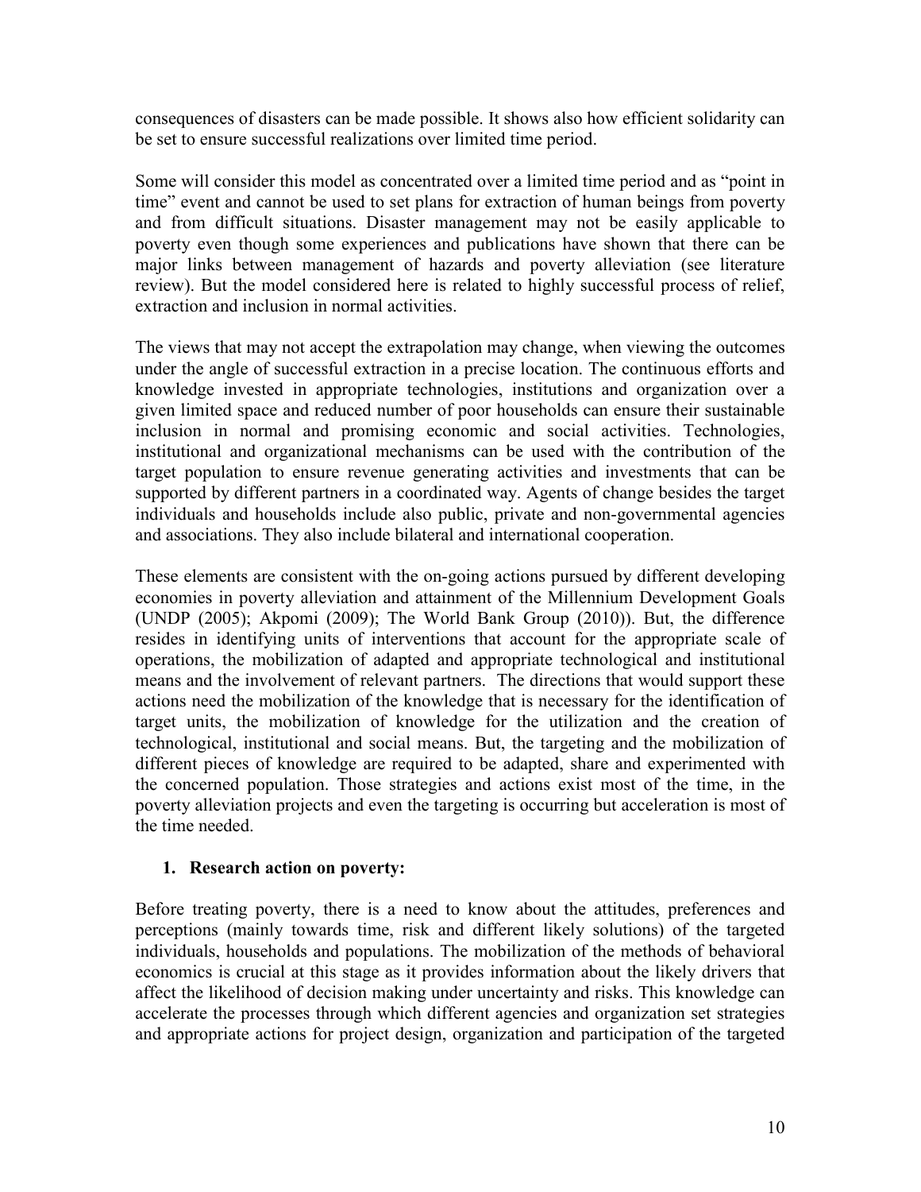consequences of disasters can be made possible. It shows also how efficient solidarity can be set to ensure successful realizations over limited time period.

Some will consider this model as concentrated over a limited time period and as "point in time" event and cannot be used to set plans for extraction of human beings from poverty and from difficult situations. Disaster management may not be easily applicable to poverty even though some experiences and publications have shown that there can be major links between management of hazards and poverty alleviation (see literature review). But the model considered here is related to highly successful process of relief, extraction and inclusion in normal activities.

The views that may not accept the extrapolation may change, when viewing the outcomes under the angle of successful extraction in a precise location. The continuous efforts and knowledge invested in appropriate technologies, institutions and organization over a given limited space and reduced number of poor households can ensure their sustainable inclusion in normal and promising economic and social activities. Technologies, institutional and organizational mechanisms can be used with the contribution of the target population to ensure revenue generating activities and investments that can be supported by different partners in a coordinated way. Agents of change besides the target individuals and households include also public, private and non-governmental agencies and associations. They also include bilateral and international cooperation.

These elements are consistent with the on-going actions pursued by different developing economies in poverty alleviation and attainment of the Millennium Development Goals (UNDP (2005); Akpomi (2009); The World Bank Group (2010)). But, the difference resides in identifying units of interventions that account for the appropriate scale of operations, the mobilization of adapted and appropriate technological and institutional means and the involvement of relevant partners. The directions that would support these actions need the mobilization of the knowledge that is necessary for the identification of target units, the mobilization of knowledge for the utilization and the creation of technological, institutional and social means. But, the targeting and the mobilization of different pieces of knowledge are required to be adapted, share and experimented with the concerned population. Those strategies and actions exist most of the time, in the poverty alleviation projects and even the targeting is occurring but acceleration is most of the time needed.

## 1. Research action on poverty:

Before treating poverty, there is a need to know about the attitudes, preferences and perceptions (mainly towards time, risk and different likely solutions) of the targeted individuals, households and populations. The mobilization of the methods of behavioral economics is crucial at this stage as it provides information about the likely drivers that affect the likelihood of decision making under uncertainty and risks. This knowledge can accelerate the processes through which different agencies and organization set strategies and appropriate actions for project design, organization and participation of the targeted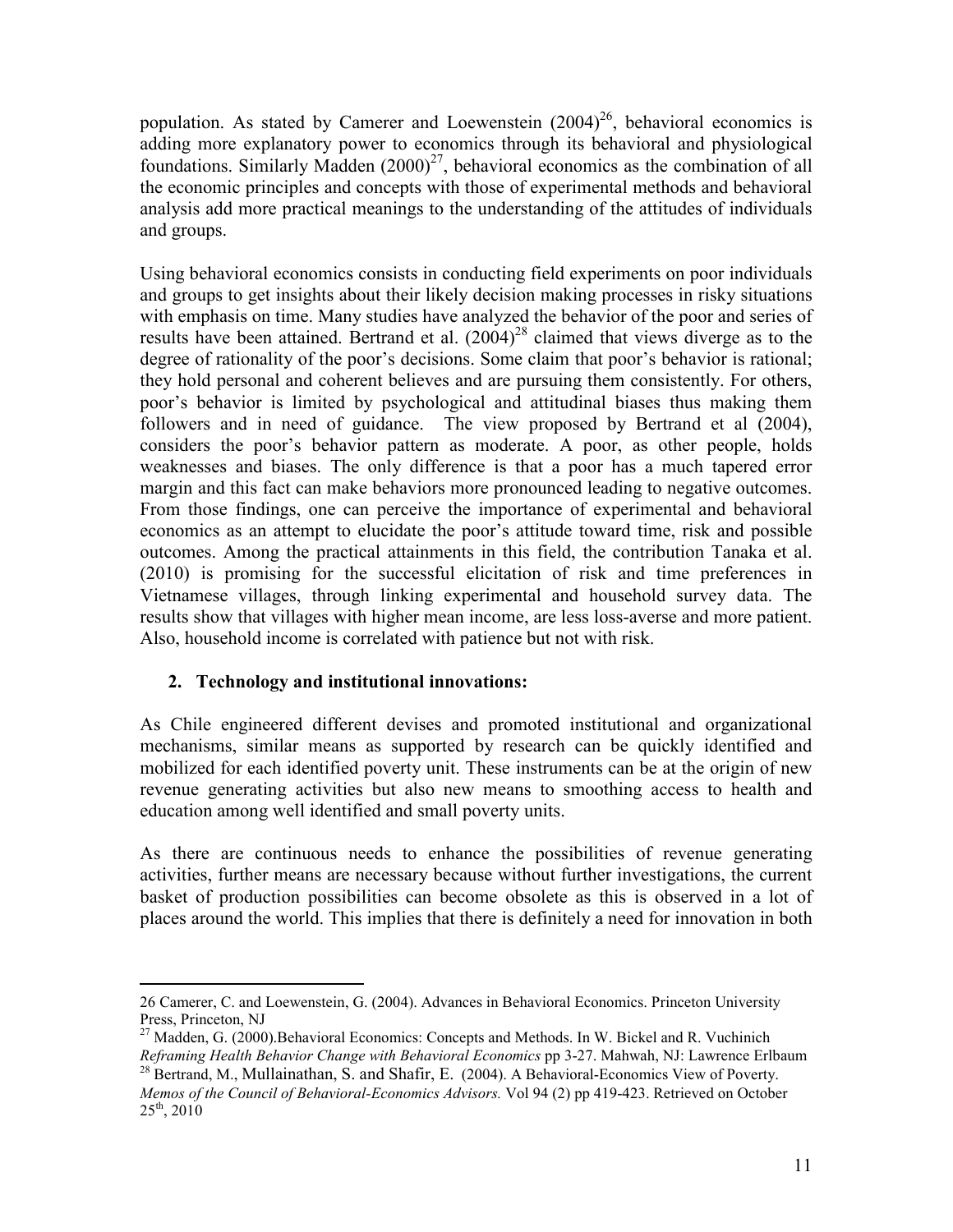population. As stated by Camerer and Loewenstein (2004)[26], behavioral economics is adding more explanatory power to economics through its behavioral and physiological foundations. Similarly Madden (2000)[27], behavioral economics as the combination of all the economic principles and concepts with those of experimental methods and behavioral analysis add more practical meanings to the understanding of the attitudes of individuals and groups.

Using behavioral economics consists in conducting field experiments on poor individuals and groups to get insights about their likely decision making processes in risky situations with emphasis on time. Many studies have analyzed the behavior of the poor and series of results have been attained. Bertrand et al. (2004)[28] claimed that views diverge as to the degree of rationality of the poor's decisions. Some claim that poor's behavior is rational; they hold personal and coherent believes and are pursuing them consistently. For others, poor's behavior is limited by psychological and attitudinal biases thus making them followers and in need of guidance. The view proposed by Bertrand et al (2004), considers the poor's behavior pattern as moderate. A poor, as other people, holds weaknesses and biases. The only difference is that a poor has a much tapered error margin and this fact can make behaviors more pronounced leading to negative outcomes. From those findings, one can perceive the importance of experimental and behavioral economics as an attempt to elucidate the poor's attitude toward time, risk and possible outcomes. Among the practical attainments in this field, the contribution Tanaka et al. (2010) is promising for the successful elicitation of risk and time preferences in Vietnamese villages, through linking experimental and household survey data. The results show that villages with higher mean income, are less loss-averse and more patient. Also, household income is correlated with patience but not with risk.

2. **Technology and institutional innovations:**

As Chile engineered different devises and promoted institutional and organizational mechanisms, similar means as supported by research can be quickly identified and mobilized for each identified poverty unit. These instruments can be at the origin of new revenue generating activities but also new means to smoothing access to health and education among well identified and small poverty units.

As there are continuous needs to enhance the possibilities of revenue generating activities, further means are necessary because without further investigations, the current basket of production possibilities can become obsolete as this is observed in a lot of places around the world. This implies that there is definitely a need for innovation in both

---

26 Camerer, C. and Loewenstein, G. (2004). Advances in Behavioral Economics. Princeton University Press, Princeton, NJ

27 Madden, G. (2000).Behavioral Economics: Concepts and Methods. In W. Bickel and R. Vuchinich *Reframing Health Behavior Change with Behavioral Economics* pp 3-27. Mahwah, NJ: Lawrence Erlbaum

28 Bertrand, M., Mullainathan, S. and Shafir, E. (2004). A Behavioral-Economics View of Poverty. *Memos of the Council of Behavioral-Economics Advisors.* Vol 94 (2) pp 419-423. Retrieved on October 25th, 2010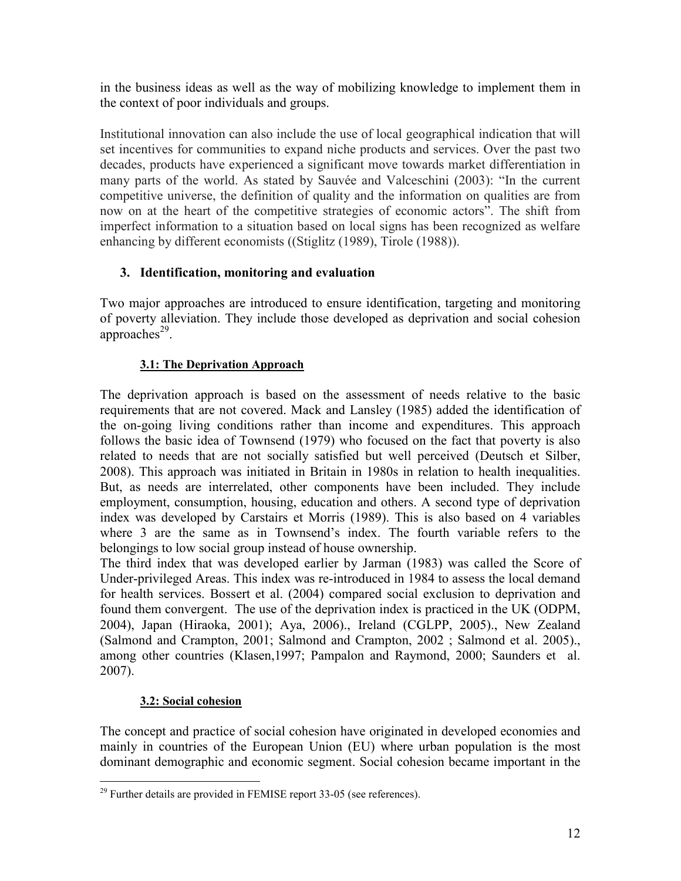in the business ideas as well as the way of mobilizing knowledge to implement them in the context of poor individuals and groups.

Institutional innovation can also include the use of local geographical indication that will set incentives for communities to expand niche products and services. Over the past two decades, products have experienced a significant move towards market differentiation in many parts of the world. As stated by Sauvée and Valceschini (2003): "In the current competitive universe, the definition of quality and the information on qualities are from now on at the heart of the competitive strategies of economic actors". The shift from imperfect information to a situation based on local signs has been recognized as welfare enhancing by different economists ((Stiglitz (1989), Tirole (1988)).

## 3. Identification, monitoring and evaluation

Two major approaches are introduced to ensure identification, targeting and monitoring of poverty alleviation. They include those developed as deprivation and social cohesion approaches[29].

### 3.1: The Deprivation Approach

The deprivation approach is based on the assessment of needs relative to the basic requirements that are not covered. Mack and Lansley (1985) added the identification of the on-going living conditions rather than income and expenditures. This approach follows the basic idea of Townsend (1979) who focused on the fact that poverty is also related to needs that are not socially satisfied but well perceived (Deutsch et Silber, 2008). This approach was initiated in Britain in 1980s in relation to health inequalities. But, as needs are interrelated, other components have been included. They include employment, consumption, housing, education and others. A second type of deprivation index was developed by Carstairs et Morris (1989). This is also based on 4 variables where 3 are the same as in Townsend's index. The fourth variable refers to the belongings to low social group instead of house ownership.
The third index that was developed earlier by Jarman (1983) was called the Score of Under-privileged Areas. This index was re-introduced in 1984 to assess the local demand for health services. Bossert et al. (2004) compared social exclusion to deprivation and found them convergent. The use of the deprivation index is practiced in the UK (ODPM, 2004), Japan (Hiraoka, 2001); Aya, 2006)., Ireland (CGLPP, 2005)., New Zealand (Salmond and Crampton, 2001; Salmond and Crampton, 2002 ; Salmond et al. 2005)., among other countries (Klasen,1997; Pampalon and Raymond, 2000; Saunders et al. 2007).

### 3.2: Social cohesion

The concept and practice of social cohesion have originated in developed economies and mainly in countries of the European Union (EU) where urban population is the most dominant demographic and economic segment. Social cohesion became important in the

[29] Further details are provided in FEMISE report 33-05 (see references).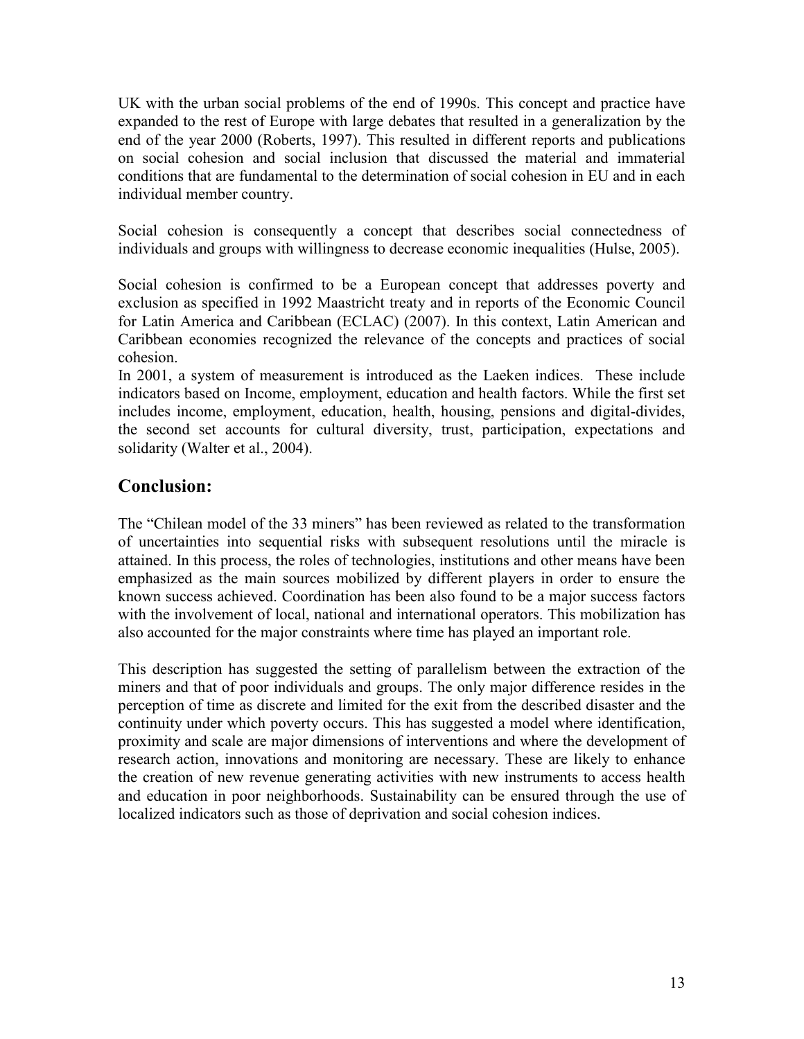UK with the urban social problems of the end of 1990s. This concept and practice have expanded to the rest of Europe with large debates that resulted in a generalization by the end of the year 2000 (Roberts, 1997). This resulted in different reports and publications on social cohesion and social inclusion that discussed the material and immaterial conditions that are fundamental to the determination of social cohesion in EU and in each individual member country.

Social cohesion is consequently a concept that describes social connectedness of individuals and groups with willingness to decrease economic inequalities (Hulse, 2005).

Social cohesion is confirmed to be a European concept that addresses poverty and exclusion as specified in 1992 Maastricht treaty and in reports of the Economic Council for Latin America and Caribbean (ECLAC) (2007). In this context, Latin American and Caribbean economies recognized the relevance of the concepts and practices of social cohesion.

In 2001, a system of measurement is introduced as the Laeken indices. These include indicators based on Income, employment, education and health factors. While the first set includes income, employment, education, health, housing, pensions and digital-divides, the second set accounts for cultural diversity, trust, participation, expectations and solidarity (Walter et al., 2004).

## Conclusion:

The "Chilean model of the 33 miners" has been reviewed as related to the transformation of uncertainties into sequential risks with subsequent resolutions until the miracle is attained. In this process, the roles of technologies, institutions and other means have been emphasized as the main sources mobilized by different players in order to ensure the known success achieved. Coordination has been also found to be a major success factors with the involvement of local, national and international operators. This mobilization has also accounted for the major constraints where time has played an important role.

This description has suggested the setting of parallelism between the extraction of the miners and that of poor individuals and groups. The only major difference resides in the perception of time as discrete and limited for the exit from the described disaster and the continuity under which poverty occurs. This has suggested a model where identification, proximity and scale are major dimensions of interventions and where the development of research action, innovations and monitoring are necessary. These are likely to enhance the creation of new revenue generating activities with new instruments to access health and education in poor neighborhoods. Sustainability can be ensured through the use of localized indicators such as those of deprivation and social cohesion indices.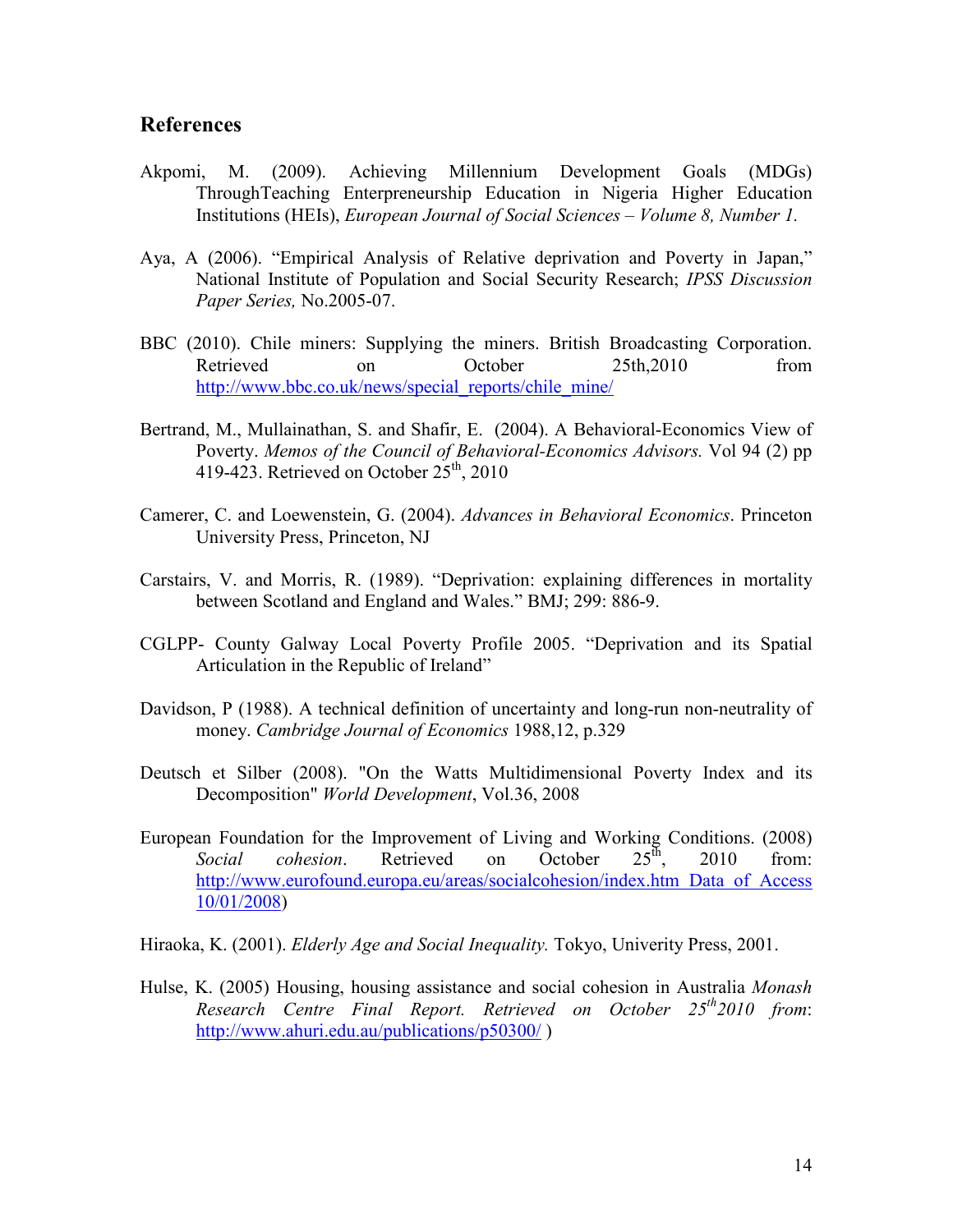## References

Akpomi, M. (2009). Achieving Millennium Development Goals (MDGs) ThroughTeaching Enterpreneurship Education in Nigeria Higher Education Institutions (HEIs), *European Journal of Social Sciences – Volume 8, Number 1.*

Aya, A (2006). "Empirical Analysis of Relative deprivation and Poverty in Japan," National Institute of Population and Social Security Research; *IPSS Discussion Paper Series,* No.2005-07.

BBC (2010). Chile miners: Supplying the miners. British Broadcasting Corporation. Retrieved on October 25th,2010 from http://www.bbc.co.uk/news/special_reports/chile_mine/

Bertrand, M., Mullainathan, S. and Shafir, E. (2004). A Behavioral-Economics View of Poverty. *Memos of the Council of Behavioral-Economics Advisors.* Vol 94 (2) pp 419-423. Retrieved on October 25th, 2010

Camerer, C. and Loewenstein, G. (2004). *Advances in Behavioral Economics*. Princeton University Press, Princeton, NJ

Carstairs, V. and Morris, R. (1989). "Deprivation: explaining differences in mortality between Scotland and England and Wales." BMJ; 299: 886-9.

CGLPP- County Galway Local Poverty Profile 2005. "Deprivation and its Spatial Articulation in the Republic of Ireland"

Davidson, P (1988). A technical definition of uncertainty and long-run non-neutrality of money. *Cambridge Journal of Economics* 1988,12, p.329

Deutsch et Silber (2008). "On the Watts Multidimensional Poverty Index and its Decomposition" *World Development*, Vol.36, 2008

European Foundation for the Improvement of Living and Working Conditions. (2008) *Social cohesion*. Retrieved on October 25th, 2010 from: http://www.eurofound.europa.eu/areas/socialcohesion/index.htm Data of Access 10/01/2008)

Hiraoka, K. (2001). *Elderly Age and Social Inequality.* Tokyo, Univerity Press, 2001.

Hulse, K. (2005) Housing, housing assistance and social cohesion in Australia *Monash Research Centre Final Report. Retrieved on October 25th 2010 from*: http://www.ahuri.edu.au/publications/p50300/ )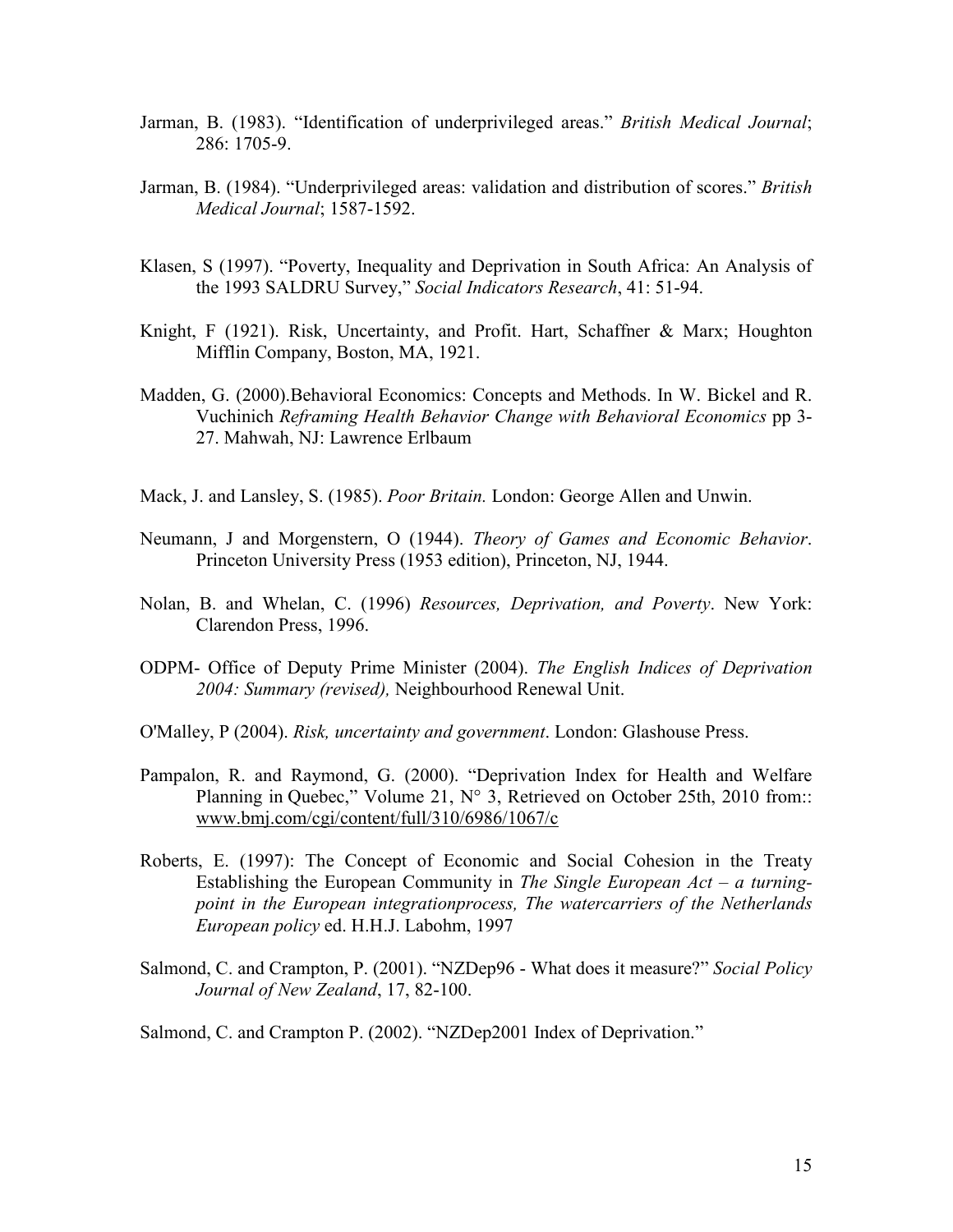Jarman, B. (1983). “Identification of underprivileged areas.” *British Medical Journal*; 286: 1705-9.

Jarman, B. (1984). “Underprivileged areas: validation and distribution of scores.” *British Medical Journal*; 1587-1592.

Klasen, S (1997). “Poverty, Inequality and Deprivation in South Africa: An Analysis of the 1993 SALDRU Survey,” *Social Indicators Research*, 41: 51-94.

Knight, F (1921). Risk, Uncertainty, and Profit. Hart, Schaffner & Marx; Houghton Mifflin Company, Boston, MA, 1921.

Madden, G. (2000).Behavioral Economics: Concepts and Methods. In W. Bickel and R. Vuchinich *Reframing Health Behavior Change with Behavioral Economics* pp 3-27. Mahwah, NJ: Lawrence Erlbaum

Mack, J. and Lansley, S. (1985). *Poor Britain.* London: George Allen and Unwin.

Neumann, J and Morgenstern, O (1944). *Theory of Games and Economic Behavior*. Princeton University Press (1953 edition), Princeton, NJ, 1944.

Nolan, B. and Whelan, C. (1996) *Resources, Deprivation, and Poverty*. New York: Clarendon Press, 1996.

ODPM- Office of Deputy Prime Minister (2004). *The English Indices of Deprivation 2004: Summary (revised),* Neighbourhood Renewal Unit.

O'Malley, P (2004). *Risk, uncertainty and government*. London: Glashouse Press.

Pampalon, R. and Raymond, G. (2000). “Deprivation Index for Health and Welfare Planning in Quebec,” Volume 21, N° 3, Retrieved on October 25th, 2010 from:: www.bmj.com/cgi/content/full/310/6986/1067/c

Roberts, E. (1997): The Concept of Economic and Social Cohesion in the Treaty Establishing the European Community in *The Single European Act – a turning-point in the European integrationprocess, The watercarriers of the Netherlands European policy* ed. H.H.J. Labohm, 1997

Salmond, C. and Crampton, P. (2001). “NZDep96 - What does it measure?” *Social Policy Journal of New Zealand*, 17, 82-100.

Salmond, C. and Crampton P. (2002). “NZDep2001 Index of Deprivation.”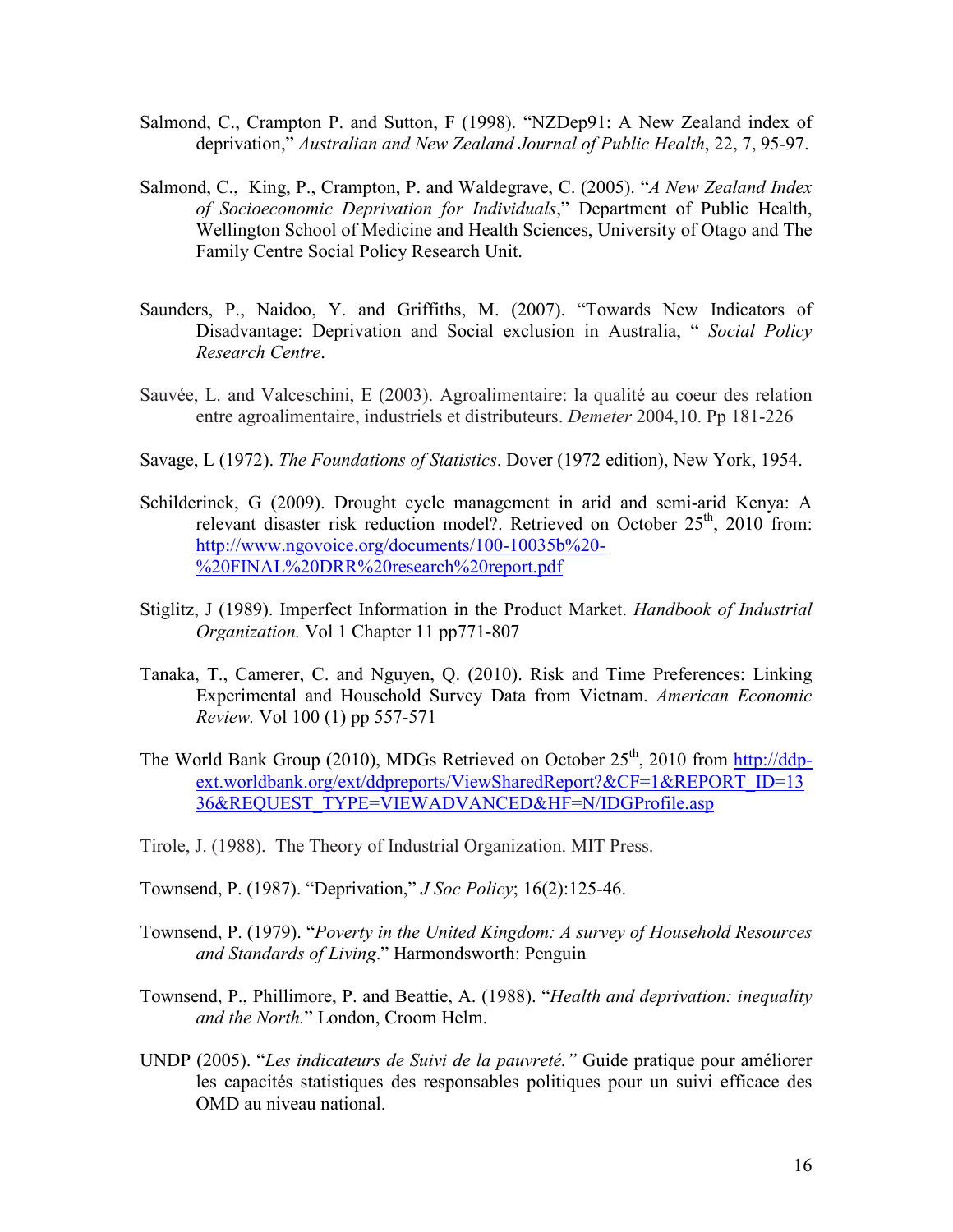Salmond, C., Crampton P. and Sutton, F (1998). "NZDep91: A New Zealand index of deprivation," *Australian and New Zealand Journal of Public Health*, 22, 7, 95-97.

Salmond, C., King, P., Crampton, P. and Waldegrave, C. (2005). "*A New Zealand Index of Socioeconomic Deprivation for Individuals*," Department of Public Health, Wellington School of Medicine and Health Sciences, University of Otago and The Family Centre Social Policy Research Unit.

Saunders, P., Naidoo, Y. and Griffiths, M. (2007). "Towards New Indicators of Disadvantage: Deprivation and Social exclusion in Australia, " *Social Policy Research Centre*.

Sauvée, L. and Valceschini, E (2003). Agroalimentaire: la qualité au coeur des relation entre agroalimentaire, industriels et distributeurs. *Demeter* 2004,10. Pp 181-226

Savage, L (1972). *The Foundations of Statistics*. Dover (1972 edition), New York, 1954.

Schilderinck, G (2009). Drought cycle management in arid and semi-arid Kenya: A relevant disaster risk reduction model?. Retrieved on October 25th, 2010 from: http://www.ngovoice.org/documents/100-10035b%20-%20FINAL%20DRR%20research%20report.pdf

Stiglitz, J (1989). Imperfect Information in the Product Market. *Handbook of Industrial Organization.* Vol 1 Chapter 11 pp771-807

Tanaka, T., Camerer, C. and Nguyen, Q. (2010). Risk and Time Preferences: Linking Experimental and Household Survey Data from Vietnam. *American Economic Review.* Vol 100 (1) pp 557-571

The World Bank Group (2010), MDGs Retrieved on October 25th, 2010 from http://ddp-ext.worldbank.org/ext/ddpreports/ViewSharedReport?&CF=1&REPORT_ID=1336&REQUEST_TYPE=VIEWADVANCED&HF=N/IDGProfile.asp

Tirole, J. (1988). The Theory of Industrial Organization. MIT Press.

Townsend, P. (1987). "Deprivation," *J Soc Policy*; 16(2):125-46.

Townsend, P. (1979). "*Poverty in the United Kingdom: A survey of Household Resources and Standards of Living*." Harmondsworth: Penguin

Townsend, P., Phillimore, P. and Beattie, A. (1988). "*Health and deprivation: inequality and the North.*" London, Croom Helm.

UNDP (2005). "*Les indicateurs de Suivi de la pauvreté."* Guide pratique pour améliorer les capacités statistiques des responsables politiques pour un suivi efficace des OMD au niveau national.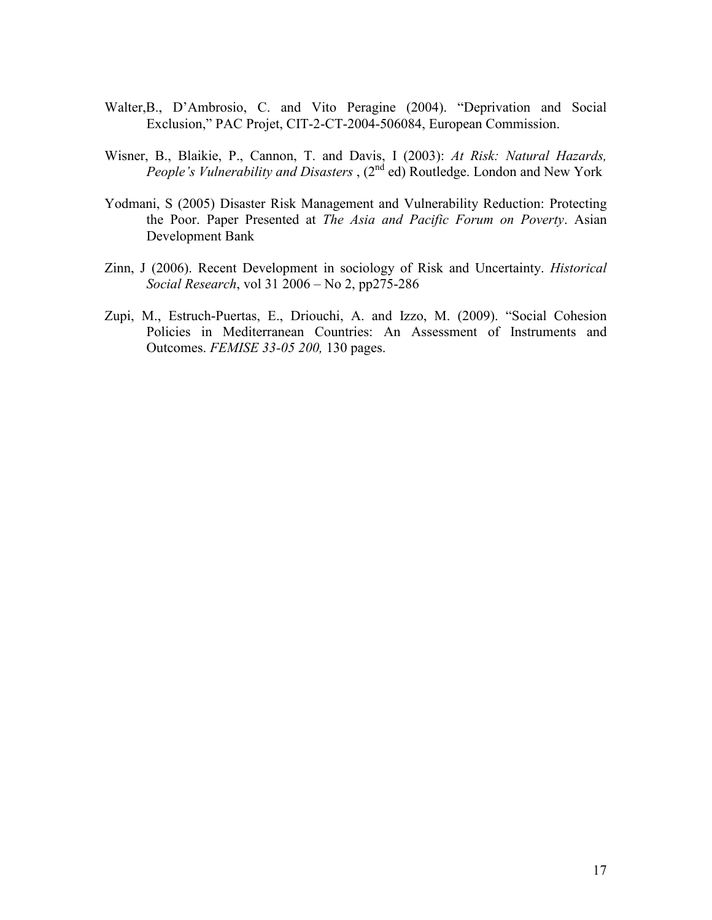Walter,B., D'Ambrosio, C. and Vito Peragine (2004). "Deprivation and Social Exclusion," PAC Projet, CIT-2-CT-2004-506084, European Commission.

Wisner, B., Blaikie, P., Cannon, T. and Davis, I (2003): *At Risk: Natural Hazards, People's Vulnerability and Disasters* , (2nd ed) Routledge. London and New York

Yodmani, S (2005) Disaster Risk Management and Vulnerability Reduction: Protecting the Poor. Paper Presented at *The Asia and Pacific Forum on Poverty*. Asian Development Bank

Zinn, J (2006). Recent Development in sociology of Risk and Uncertainty. *Historical Social Research*, vol 31 2006 – No 2, pp275-286

Zupi, M., Estruch-Puertas, E., Driouchi, A. and Izzo, M. (2009). "Social Cohesion Policies in Mediterranean Countries: An Assessment of Instruments and Outcomes. *FEMISE 33-05 200,* 130 pages.